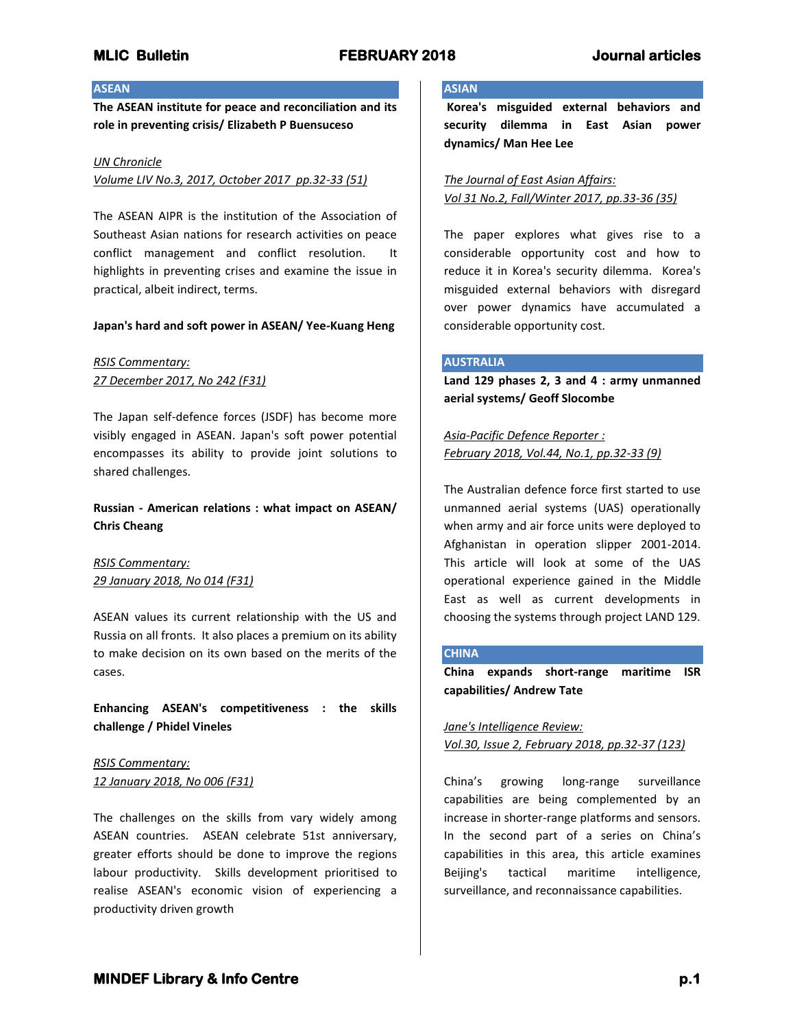## ASEAN

**The ASEAN institute for peace and reconciliation and its role in preventing crisis/ Elizabeth P Buensuceso**

*UN Chronicle*
*Volume LIV No.3, 2017, October 2017 pp.32-33 (51)*

The ASEAN AIPR is the institution of the Association of Southeast Asian nations for research activities on peace conflict management and conflict resolution. It highlights in preventing crises and examine the issue in practical, albeit indirect, terms.

**Japan's hard and soft power in ASEAN/ Yee-Kuang Heng**

*RSIS Commentary:*
*27 December 2017, No 242 (F31)*

The Japan self-defence forces (JSDF) has become more visibly engaged in ASEAN. Japan's soft power potential encompasses its ability to provide joint solutions to shared challenges.

**Russian - American relations : what impact on ASEAN/ Chris Cheang**

*RSIS Commentary:*
*29 January 2018, No 014 (F31)*

ASEAN values its current relationship with the US and Russia on all fronts. It also places a premium on its ability to make decision on its own based on the merits of the cases.

**Enhancing ASEAN's competitiveness : the skills challenge / Phidel Vineles**

*RSIS Commentary:*
*12 January 2018, No 006 (F31)*

The challenges on the skills from vary widely among ASEAN countries. ASEAN celebrate 51st anniversary, greater efforts should be done to improve the regions labour productivity. Skills development prioritised to realise ASEAN's economic vision of experiencing a productivity driven growth

## ASIAN

**Korea's misguided external behaviors and security dilemma in East Asian power dynamics/ Man Hee Lee**

*The Journal of East Asian Affairs:*
*Vol 31 No.2, Fall/Winter 2017, pp.33-36 (35)*

The paper explores what gives rise to a considerable opportunity cost and how to reduce it in Korea's security dilemma. Korea's misguided external behaviors with disregard over power dynamics have accumulated a considerable opportunity cost.

## AUSTRALIA

**Land 129 phases 2, 3 and 4 : army unmanned aerial systems/ Geoff Slocombe**

*Asia-Pacific Defence Reporter :*
*February 2018, Vol.44, No.1, pp.32-33 (9)*

The Australian defence force first started to use unmanned aerial systems (UAS) operationally when army and air force units were deployed to Afghanistan in operation slipper 2001-2014. This article will look at some of the UAS operational experience gained in the Middle East as well as current developments in choosing the systems through project LAND 129.

## CHINA

**China expands short-range maritime ISR capabilities/ Andrew Tate**

*Jane's Intelligence Review:*
*Vol.30, Issue 2, February 2018, pp.32-37 (123)*

China's growing long-range surveillance capabilities are being complemented by an increase in shorter-range platforms and sensors. In the second part of a series on China's capabilities in this area, this article examines Beijing's tactical maritime intelligence, surveillance, and reconnaissance capabilities.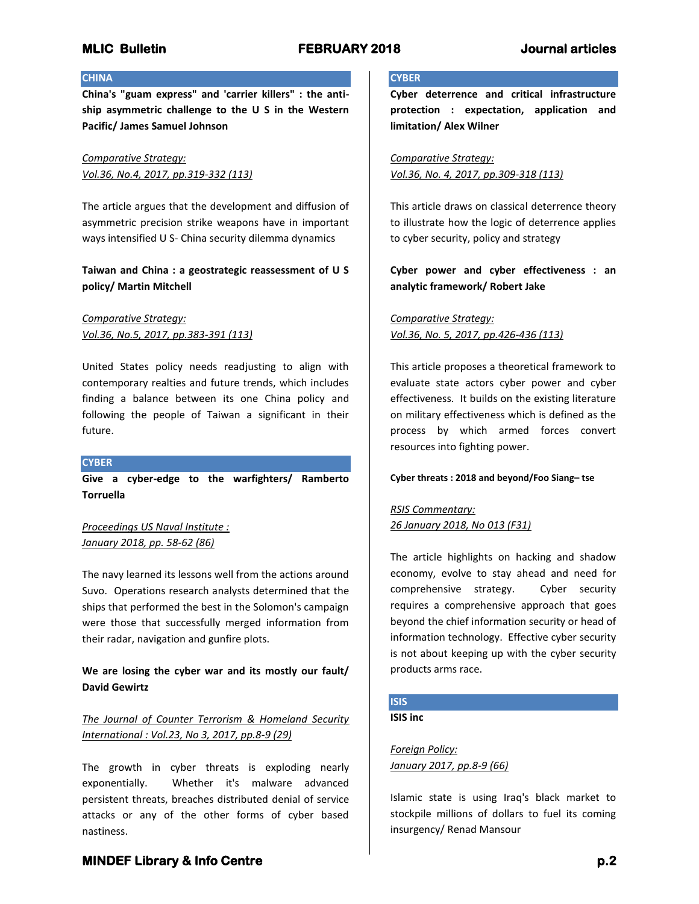## CHINA

**China's "guam express" and 'carrier killers" : the anti-ship asymmetric challenge to the U S in the Western Pacific/ James Samuel Johnson**

*Comparative Strategy:*
*Vol.36, No.4, 2017, pp.319-332 (113)*

The article argues that the development and diffusion of asymmetric precision strike weapons have in important ways intensified U S- China security dilemma dynamics

**Taiwan and China : a geostrategic reassessment of U S policy/ Martin Mitchell**

*Comparative Strategy:*
*Vol.36, No.5, 2017, pp.383-391 (113)*

United States policy needs readjusting to align with contemporary realties and future trends, which includes finding a balance between its one China policy and following the people of Taiwan a significant in their future.

## CYBER

**Give a cyber-edge to the warfighters/ Ramberto Torruella**

*Proceedings US Naval Institute :*
*January 2018, pp. 58-62 (86)*

The navy learned its lessons well from the actions around Suvo. Operations research analysts determined that the ships that performed the best in the Solomon's campaign were those that successfully merged information from their radar, navigation and gunfire plots.

**We are losing the cyber war and its mostly our fault/ David Gewirtz**

*The Journal of Counter Terrorism & Homeland Security International : Vol.23, No 3, 2017, pp.8-9 (29)*

The growth in cyber threats is exploding nearly exponentially. Whether it's malware advanced persistent threats, breaches distributed denial of service attacks or any of the other forms of cyber based nastiness.

## CYBER

**Cyber deterrence and critical infrastructure protection : expectation, application and limitation/ Alex Wilner**

*Comparative Strategy:*
*Vol.36, No. 4, 2017, pp.309-318 (113)*

This article draws on classical deterrence theory to illustrate how the logic of deterrence applies to cyber security, policy and strategy

**Cyber power and cyber effectiveness : an analytic framework/ Robert Jake**

*Comparative Strategy:*
*Vol.36, No. 5, 2017, pp.426-436 (113)*

This article proposes a theoretical framework to evaluate state actors cyber power and cyber effectiveness. It builds on the existing literature on military effectiveness which is defined as the process by which armed forces convert resources into fighting power.

**Cyber threats : 2018 and beyond/Foo Siang– tse**

*RSIS Commentary:*
*26 January 2018, No 013 (F31)*

The article highlights on hacking and shadow economy, evolve to stay ahead and need for comprehensive strategy. Cyber security requires a comprehensive approach that goes beyond the chief information security or head of information technology. Effective cyber security is not about keeping up with the cyber security products arms race.

## ISIS

**ISIS inc**

*Foreign Policy:*
*January 2017, pp.8-9 (66)*

Islamic state is using Iraq's black market to stockpile millions of dollars to fuel its coming insurgency/ Renad Mansour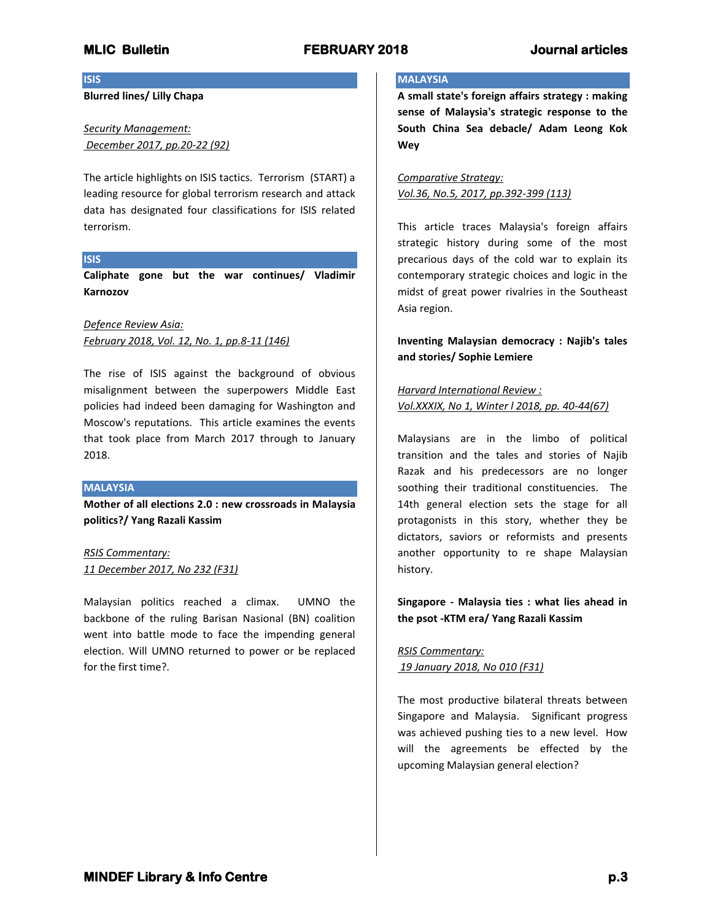## ISIS

**Blurred lines/ Lilly Chapa**

*Security Management:*
*December 2017, pp.20-22 (92)*

The article highlights on ISIS tactics. Terrorism (START) a leading resource for global terrorism research and attack data has designated four classifications for ISIS related terrorism.

## ISIS

**Caliphate gone but the war continues/ Vladimir Karnozov**

*Defence Review Asia:*
*February 2018, Vol. 12, No. 1, pp.8-11 (146)*

The rise of ISIS against the background of obvious misalignment between the superpowers Middle East policies had indeed been damaging for Washington and Moscow's reputations. This article examines the events that took place from March 2017 through to January 2018.

## MALAYSIA

**Mother of all elections 2.0 : new crossroads in Malaysia politics?/ Yang Razali Kassim**

*RSIS Commentary:*
*11 December 2017, No 232 (F31)*

Malaysian politics reached a climax. UMNO the backbone of the ruling Barisan Nasional (BN) coalition went into battle mode to face the impending general election. Will UMNO returned to power or be replaced for the first time?.

## MALAYSIA

**A small state's foreign affairs strategy : making sense of Malaysia's strategic response to the South China Sea debacle/ Adam Leong Kok Wey**

*Comparative Strategy:*
*Vol.36, No.5, 2017, pp.392-399 (113)*

This article traces Malaysia's foreign affairs strategic history during some of the most precarious days of the cold war to explain its contemporary strategic choices and logic in the midst of great power rivalries in the Southeast Asia region.

**Inventing Malaysian democracy : Najib's tales and stories/ Sophie Lemiere**

*Harvard International Review :*
*Vol.XXXIX, No 1, Winter l 2018, pp. 40-44(67)*

Malaysians are in the limbo of political transition and the tales and stories of Najib Razak and his predecessors are no longer soothing their traditional constituencies. The 14th general election sets the stage for all protagonists in this story, whether they be dictators, saviors or reformists and presents another opportunity to re shape Malaysian history.

**Singapore - Malaysia ties : what lies ahead in the psot -KTM era/ Yang Razali Kassim**

*RSIS Commentary:*
*19 January 2018, No 010 (F31)*

The most productive bilateral threats between Singapore and Malaysia. Significant progress was achieved pushing ties to a new level. How will the agreements be effected by the upcoming Malaysian general election?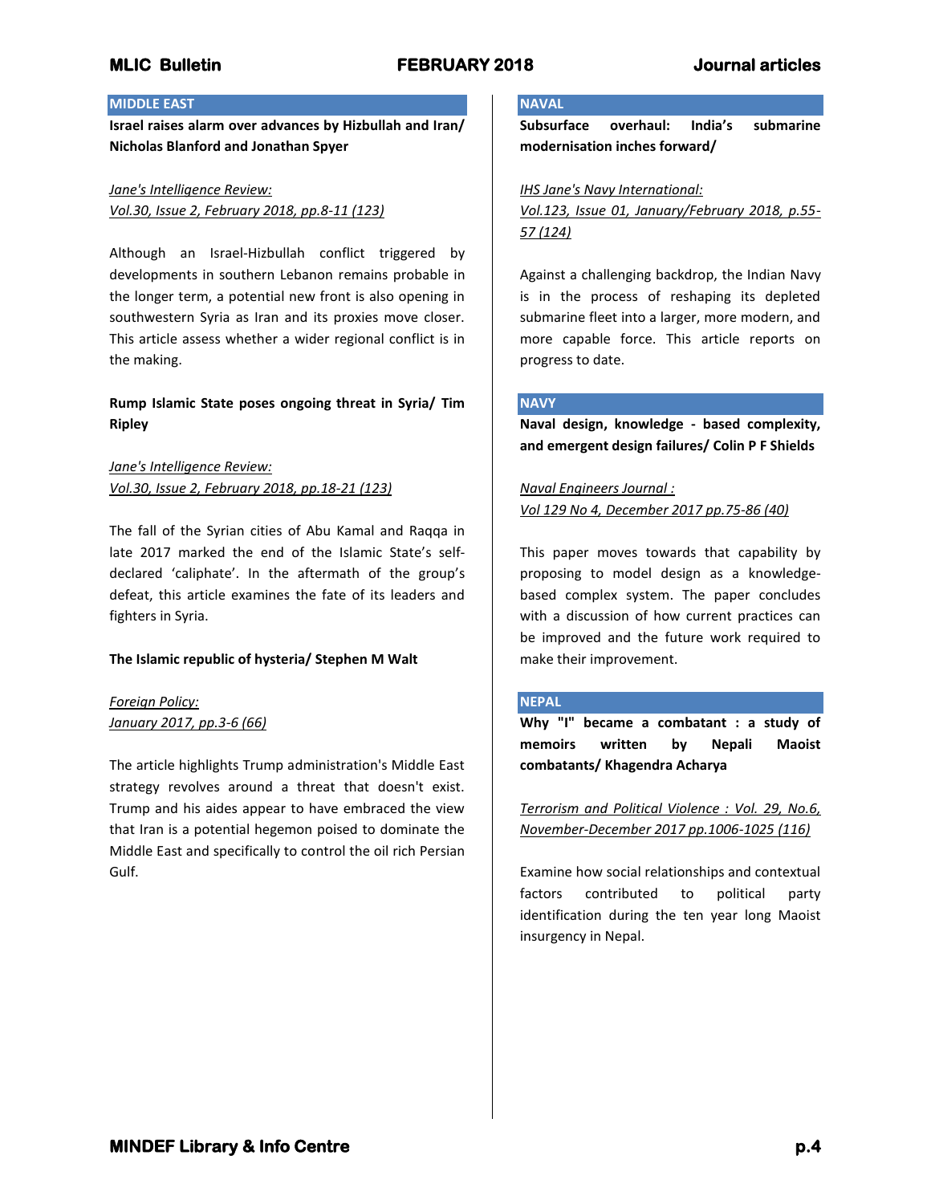## MIDDLE EAST

**Israel raises alarm over advances by Hizbullah and Iran/ Nicholas Blanford and Jonathan Spyer**

*Jane's Intelligence Review:*
*Vol.30, Issue 2, February 2018, pp.8-11 (123)*

Although an Israel-Hizbullah conflict triggered by developments in southern Lebanon remains probable in the longer term, a potential new front is also opening in southwestern Syria as Iran and its proxies move closer. This article assess whether a wider regional conflict is in the making.

**Rump Islamic State poses ongoing threat in Syria/ Tim Ripley**

*Jane's Intelligence Review:*
*Vol.30, Issue 2, February 2018, pp.18-21 (123)*

The fall of the Syrian cities of Abu Kamal and Raqqa in late 2017 marked the end of the Islamic State's self-declared 'caliphate'. In the aftermath of the group's defeat, this article examines the fate of its leaders and fighters in Syria.

**The Islamic republic of hysteria/ Stephen M Walt**

*Foreign Policy:*
*January 2017, pp.3-6 (66)*

The article highlights Trump administration's Middle East strategy revolves around a threat that doesn't exist. Trump and his aides appear to have embraced the view that Iran is a potential hegemon poised to dominate the Middle East and specifically to control the oil rich Persian Gulf.

## NAVAL

**Subsurface overhaul: India's submarine modernisation inches forward/**

*IHS Jane's Navy International:*
*Vol.123, Issue 01, January/February 2018, p.55-57 (124)*

Against a challenging backdrop, the Indian Navy is in the process of reshaping its depleted submarine fleet into a larger, more modern, and more capable force. This article reports on progress to date.

## NAVY

**Naval design, knowledge - based complexity, and emergent design failures/ Colin P F Shields**

*Naval Engineers Journal :*
*Vol 129 No 4, December 2017 pp.75-86 (40)*

This paper moves towards that capability by proposing to model design as a knowledge-based complex system. The paper concludes with a discussion of how current practices can be improved and the future work required to make their improvement.

## NEPAL

**Why "I" became a combatant : a study of memoirs written by Nepali Maoist combatants/ Khagendra Acharya**

*Terrorism and Political Violence : Vol. 29, No.6, November-December 2017 pp.1006-1025 (116)*

Examine how social relationships and contextual factors contributed to political party identification during the ten year long Maoist insurgency in Nepal.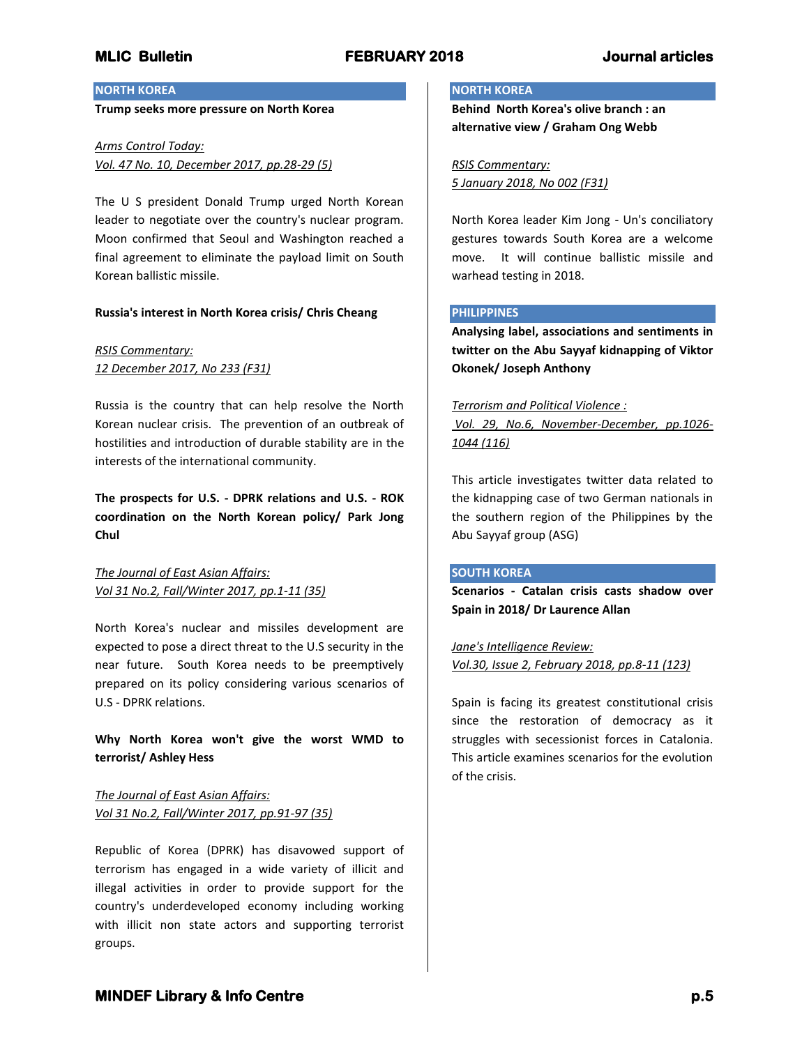## NORTH KOREA

**Trump seeks more pressure on North Korea**

*Arms Control Today:*
*Vol. 47 No. 10, December 2017, pp.28-29 (5)*

The U S president Donald Trump urged North Korean leader to negotiate over the country's nuclear program. Moon confirmed that Seoul and Washington reached a final agreement to eliminate the payload limit on South Korean ballistic missile.

**Russia's interest in North Korea crisis/ Chris Cheang**

*RSIS Commentary:*
*12 December 2017, No 233 (F31)*

Russia is the country that can help resolve the North Korean nuclear crisis. The prevention of an outbreak of hostilities and introduction of durable stability are in the interests of the international community.

**The prospects for U.S. - DPRK relations and U.S. - ROK coordination on the North Korean policy/ Park Jong Chul**

*The Journal of East Asian Affairs:*
*Vol 31 No.2, Fall/Winter 2017, pp.1-11 (35)*

North Korea's nuclear and missiles development are expected to pose a direct threat to the U.S security in the near future. South Korea needs to be preemptively prepared on its policy considering various scenarios of U.S - DPRK relations.

**Why North Korea won't give the worst WMD to terrorist/ Ashley Hess**

*The Journal of East Asian Affairs:*
*Vol 31 No.2, Fall/Winter 2017, pp.91-97 (35)*

Republic of Korea (DPRK) has disavowed support of terrorism has engaged in a wide variety of illicit and illegal activities in order to provide support for the country's underdeveloped economy including working with illicit non state actors and supporting terrorist groups.

## NORTH KOREA

**Behind North Korea's olive branch : an alternative view / Graham Ong Webb**

*RSIS Commentary:*
*5 January 2018, No 002 (F31)*

North Korea leader Kim Jong - Un's conciliatory gestures towards South Korea are a welcome move. It will continue ballistic missile and warhead testing in 2018.

## PHILIPPINES

**Analysing label, associations and sentiments in twitter on the Abu Sayyaf kidnapping of Viktor Okonek/ Joseph Anthony**

*Terrorism and Political Violence :*
*Vol. 29, No.6, November-December, pp.1026-1044 (116)*

This article investigates twitter data related to the kidnapping case of two German nationals in the southern region of the Philippines by the Abu Sayyaf group (ASG)

## SOUTH KOREA

**Scenarios - Catalan crisis casts shadow over Spain in 2018/ Dr Laurence Allan**

*Jane's Intelligence Review:*
*Vol.30, Issue 2, February 2018, pp.8-11 (123)*

Spain is facing its greatest constitutional crisis since the restoration of democracy as it struggles with secessionist forces in Catalonia. This article examines scenarios for the evolution of the crisis.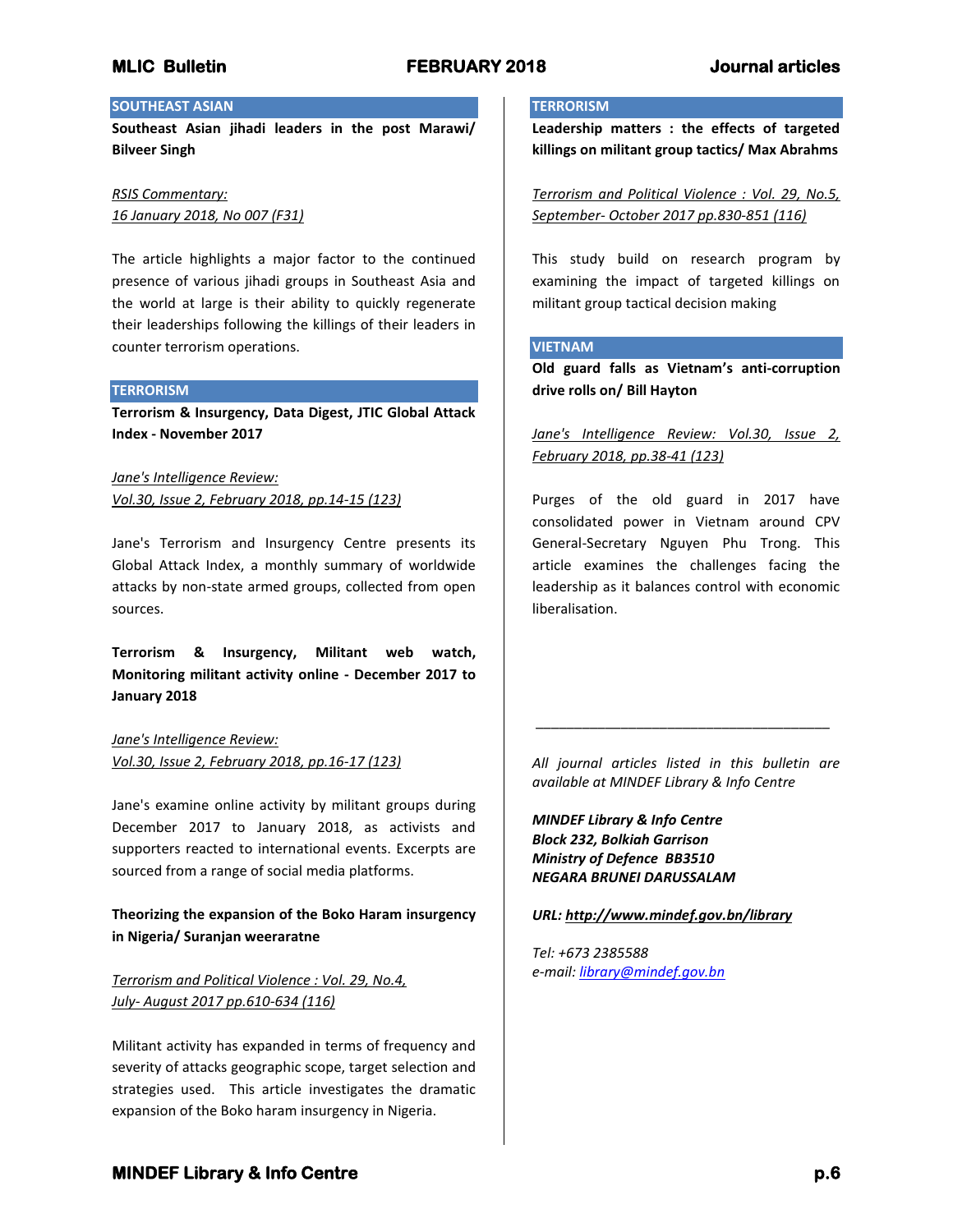## SOUTHEAST ASIAN

**Southeast Asian jihadi leaders in the post Marawi/ Bilveer Singh**

*RSIS Commentary:*
*16 January 2018, No 007 (F31)*

The article highlights a major factor to the continued presence of various jihadi groups in Southeast Asia and the world at large is their ability to quickly regenerate their leaderships following the killings of their leaders in counter terrorism operations.

## TERRORISM

**Terrorism & Insurgency, Data Digest, JTIC Global Attack Index - November 2017**

*Jane's Intelligence Review:*
*Vol.30, Issue 2, February 2018, pp.14-15 (123)*

Jane's Terrorism and Insurgency Centre presents its Global Attack Index, a monthly summary of worldwide attacks by non-state armed groups, collected from open sources.

**Terrorism & Insurgency, Militant web watch, Monitoring militant activity online - December 2017 to January 2018**

*Jane's Intelligence Review:*
*Vol.30, Issue 2, February 2018, pp.16-17 (123)*

Jane's examine online activity by militant groups during December 2017 to January 2018, as activists and supporters reacted to international events. Excerpts are sourced from a range of social media platforms.

**Theorizing the expansion of the Boko Haram insurgency in Nigeria/ Suranjan weeraratne**

*Terrorism and Political Violence : Vol. 29, No.4, July- August 2017 pp.610-634 (116)*

Militant activity has expanded in terms of frequency and severity of attacks geographic scope, target selection and strategies used. This article investigates the dramatic expansion of the Boko haram insurgency in Nigeria.

## TERRORISM

**Leadership matters : the effects of targeted killings on militant group tactics/ Max Abrahms**

*Terrorism and Political Violence : Vol. 29, No.5, September- October 2017 pp.830-851 (116)*

This study build on research program by examining the impact of targeted killings on militant group tactical decision making

## VIETNAM

**Old guard falls as Vietnam's anti-corruption drive rolls on/ Bill Hayton**

*Jane's Intelligence Review: Vol.30, Issue 2, February 2018, pp.38-41 (123)*

Purges of the old guard in 2017 have consolidated power in Vietnam around CPV General-Secretary Nguyen Phu Trong. This article examines the challenges facing the leadership as it balances control with economic liberalisation.

---

*All journal articles listed in this bulletin are available at MINDEF Library & Info Centre*

***MINDEF Library & Info Centre***
***Block 232, Bolkiah Garrison***
***Ministry of Defence BB3510***
***NEGARA BRUNEI DARUSSALAM***

***URL: http://www.mindef.gov.bn/library***

*Tel: +673 2385588*
*e-mail: library@mindef.gov.bn*